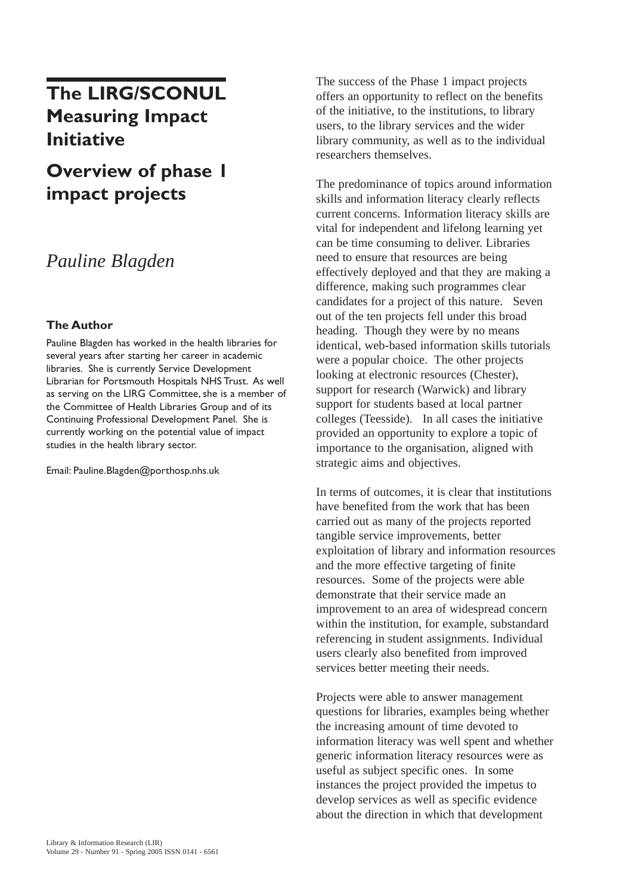# The LIRG/SCONUL Measuring Impact Initiative

## Overview of phase 1 impact projects

*Pauline Blagden*

### The Author

Pauline Blagden has worked in the health libraries for several years after starting her career in academic libraries. She is currently Service Development Librarian for Portsmouth Hospitals NHS Trust. As well as serving on the LIRG Committee, she is a member of the Committee of Health Libraries Group and of its Continuing Professional Development Panel. She is currently working on the potential value of impact studies in the health library sector.

Email: Pauline.Blagden@porthosp.nhs.uk

The success of the Phase 1 impact projects offers an opportunity to reflect on the benefits of the initiative, to the institutions, to library users, to the library services and the wider library community, as well as to the individual researchers themselves.

The predominance of topics around information skills and information literacy clearly reflects current concerns. Information literacy skills are vital for independent and lifelong learning yet can be time consuming to deliver. Libraries need to ensure that resources are being effectively deployed and that they are making a difference, making such programmes clear candidates for a project of this nature. Seven out of the ten projects fell under this broad heading. Though they were by no means identical, web-based information skills tutorials were a popular choice. The other projects looking at electronic resources (Chester), support for research (Warwick) and library support for students based at local partner colleges (Teesside). In all cases the initiative provided an opportunity to explore a topic of importance to the organisation, aligned with strategic aims and objectives.

In terms of outcomes, it is clear that institutions have benefited from the work that has been carried out as many of the projects reported tangible service improvements, better exploitation of library and information resources and the more effective targeting of finite resources. Some of the projects were able demonstrate that their service made an improvement to an area of widespread concern within the institution, for example, substandard referencing in student assignments. Individual users clearly also benefited from improved services better meeting their needs.

Projects were able to answer management questions for libraries, examples being whether the increasing amount of time devoted to information literacy was well spent and whether generic information literacy resources were as useful as subject specific ones. In some instances the project provided the impetus to develop services as well as specific evidence about the direction in which that development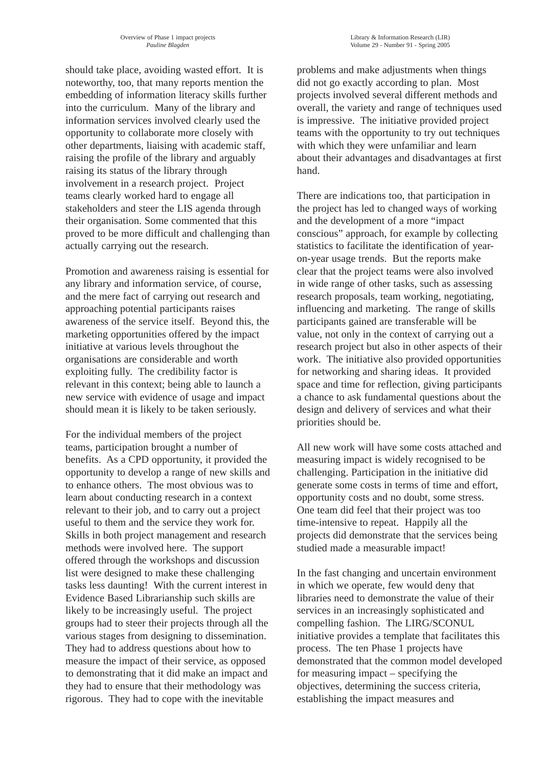should take place, avoiding wasted effort. It is noteworthy, too, that many reports mention the embedding of information literacy skills further into the curriculum. Many of the library and information services involved clearly used the opportunity to collaborate more closely with other departments, liaising with academic staff, raising the profile of the library and arguably raising its status of the library through involvement in a research project. Project teams clearly worked hard to engage all stakeholders and steer the LIS agenda through their organisation. Some commented that this proved to be more difficult and challenging than actually carrying out the research.

Promotion and awareness raising is essential for any library and information service, of course, and the mere fact of carrying out research and approaching potential participants raises awareness of the service itself. Beyond this, the marketing opportunities offered by the impact initiative at various levels throughout the organisations are considerable and worth exploiting fully. The credibility factor is relevant in this context; being able to launch a new service with evidence of usage and impact should mean it is likely to be taken seriously.

For the individual members of the project teams, participation brought a number of benefits. As a CPD opportunity, it provided the opportunity to develop a range of new skills and to enhance others. The most obvious was to learn about conducting research in a context relevant to their job, and to carry out a project useful to them and the service they work for. Skills in both project management and research methods were involved here. The support offered through the workshops and discussion list were designed to make these challenging tasks less daunting! With the current interest in Evidence Based Librarianship such skills are likely to be increasingly useful. The project groups had to steer their projects through all the various stages from designing to dissemination. They had to address questions about how to measure the impact of their service, as opposed to demonstrating that it did make an impact and they had to ensure that their methodology was rigorous. They had to cope with the inevitable problems and make adjustments when things did not go exactly according to plan. Most projects involved several different methods and overall, the variety and range of techniques used is impressive. The initiative provided project teams with the opportunity to try out techniques with which they were unfamiliar and learn about their advantages and disadvantages at first hand.

There are indications too, that participation in the project has led to changed ways of working and the development of a more "impact conscious" approach, for example by collecting statistics to facilitate the identification of year-on-year usage trends. But the reports make clear that the project teams were also involved in wide range of other tasks, such as assessing research proposals, team working, negotiating, influencing and marketing. The range of skills participants gained are transferable will be value, not only in the context of carrying out a research project but also in other aspects of their work. The initiative also provided opportunities for networking and sharing ideas. It provided space and time for reflection, giving participants a chance to ask fundamental questions about the design and delivery of services and what their priorities should be.

All new work will have some costs attached and measuring impact is widely recognised to be challenging. Participation in the initiative did generate some costs in terms of time and effort, opportunity costs and no doubt, some stress. One team did feel that their project was too time-intensive to repeat. Happily all the projects did demonstrate that the services being studied made a measurable impact!

In the fast changing and uncertain environment in which we operate, few would deny that libraries need to demonstrate the value of their services in an increasingly sophisticated and compelling fashion. The LIRG/SCONUL initiative provides a template that facilitates this process. The ten Phase 1 projects have demonstrated that the common model developed for measuring impact – specifying the objectives, determining the success criteria, establishing the impact measures and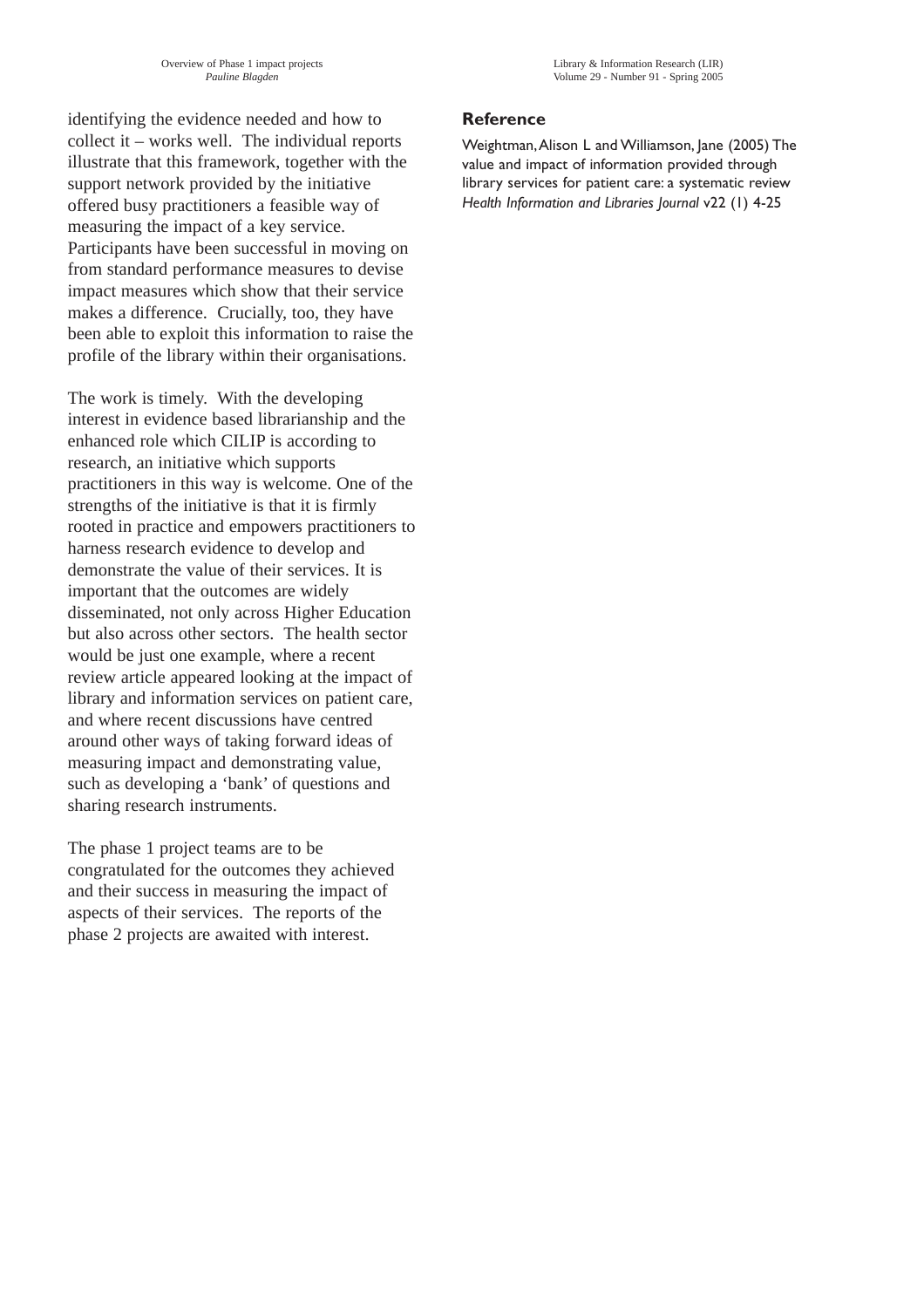identifying the evidence needed and how to collect it – works well. The individual reports illustrate that this framework, together with the support network provided by the initiative offered busy practitioners a feasible way of measuring the impact of a key service. Participants have been successful in moving on from standard performance measures to devise impact measures which show that their service makes a difference. Crucially, too, they have been able to exploit this information to raise the profile of the library within their organisations.

The work is timely. With the developing interest in evidence based librarianship and the enhanced role which CILIP is according to research, an initiative which supports practitioners in this way is welcome. One of the strengths of the initiative is that it is firmly rooted in practice and empowers practitioners to harness research evidence to develop and demonstrate the value of their services. It is important that the outcomes are widely disseminated, not only across Higher Education but also across other sectors. The health sector would be just one example, where a recent review article appeared looking at the impact of library and information services on patient care, and where recent discussions have centred around other ways of taking forward ideas of measuring impact and demonstrating value, such as developing a 'bank' of questions and sharing research instruments.

The phase 1 project teams are to be congratulated for the outcomes they achieved and their success in measuring the impact of aspects of their services. The reports of the phase 2 projects are awaited with interest.

## Reference

Weightman, Alison L and Williamson, Jane (2005) The value and impact of information provided through library services for patient care: a systematic review *Health Information and Libraries Journal* v22 (1) 4-25